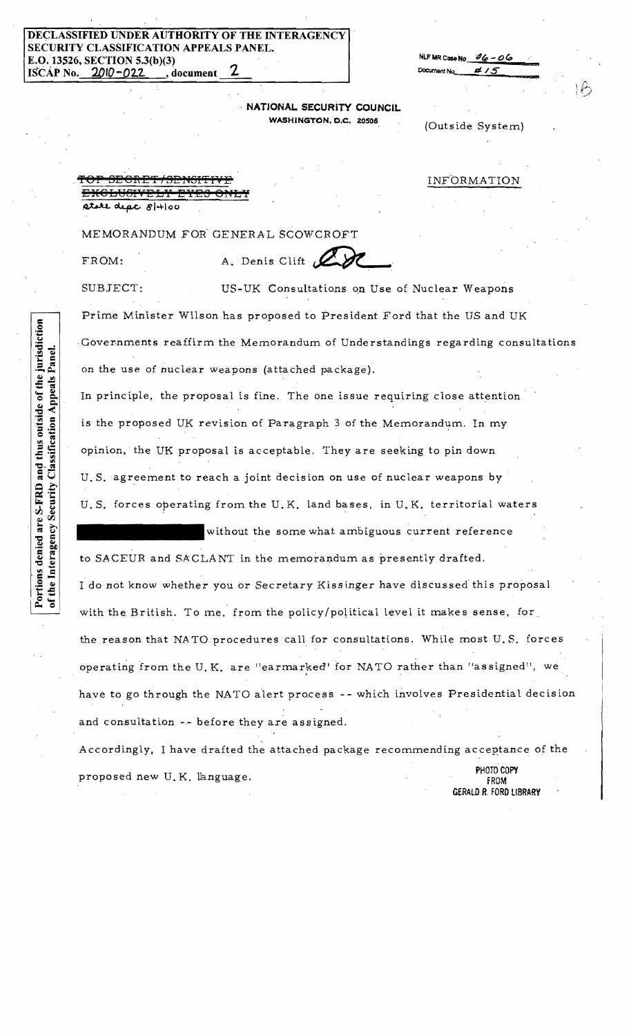DECLASSIFIED UNDER AUTHORITY OF THE INTERAGENCY SECURITY CLASSIFICATION APPEALS PANEL.
E.O. 13526, SECTION 5.3(b)(3)
ISCAP No. 2010-022, document 2

NLF MR Case No. 06-06
Document No. #15

NATIONAL SECURITY COUNCIL
WASHINGTON, D.C. 20506

(Outside System)

~~TOP SECRET/SENSITIVE~~
~~EXCLUSIVELY EYES ONLY~~
state dept 81+100

INFORMATION

MEMORANDUM FOR GENERAL SCOWCROFT

FROM: A. Denis Clift

SUBJECT: US-UK Consultations on Use of Nuclear Weapons

Prime Minister Wilson has proposed to President Ford that the US and UK Governments reaffirm the Memorandum of Understandings regarding consultations on the use of nuclear weapons (attached package).

In principle, the proposal is fine. The one issue requiring close attention is the proposed UK revision of Paragraph 3 of the Memorandum. In my opinion, the UK proposal is acceptable. They are seeking to pin down U.S. agreement to reach a joint decision on use of nuclear weapons by U.S. forces operating from the U.K. land bases, in U.K. territorial waters [REDACTED] without the some what ambiguous current reference to SACEUR and SACLANT in the memorandum as presently drafted.

I do not know whether you or Secretary Kissinger have discussed this proposal with the British. To me, from the policy/political level it makes sense, for the reason that NATO procedures call for consultations. While most U.S. forces operating from the U.K. are "earmarked" for NATO rather than "assigned", we have to go through the NATO alert process -- which involves Presidential decision and consultation -- before they are assigned.

Accordingly, I have drafted the attached package recommending acceptance of the proposed new U.K. language.

Portions denied are S-FRD and thus outside of the jurisdiction of the Interagency Security Classification Appeals Panel.

PHOTO COPY FROM GERALD R. FORD LIBRARY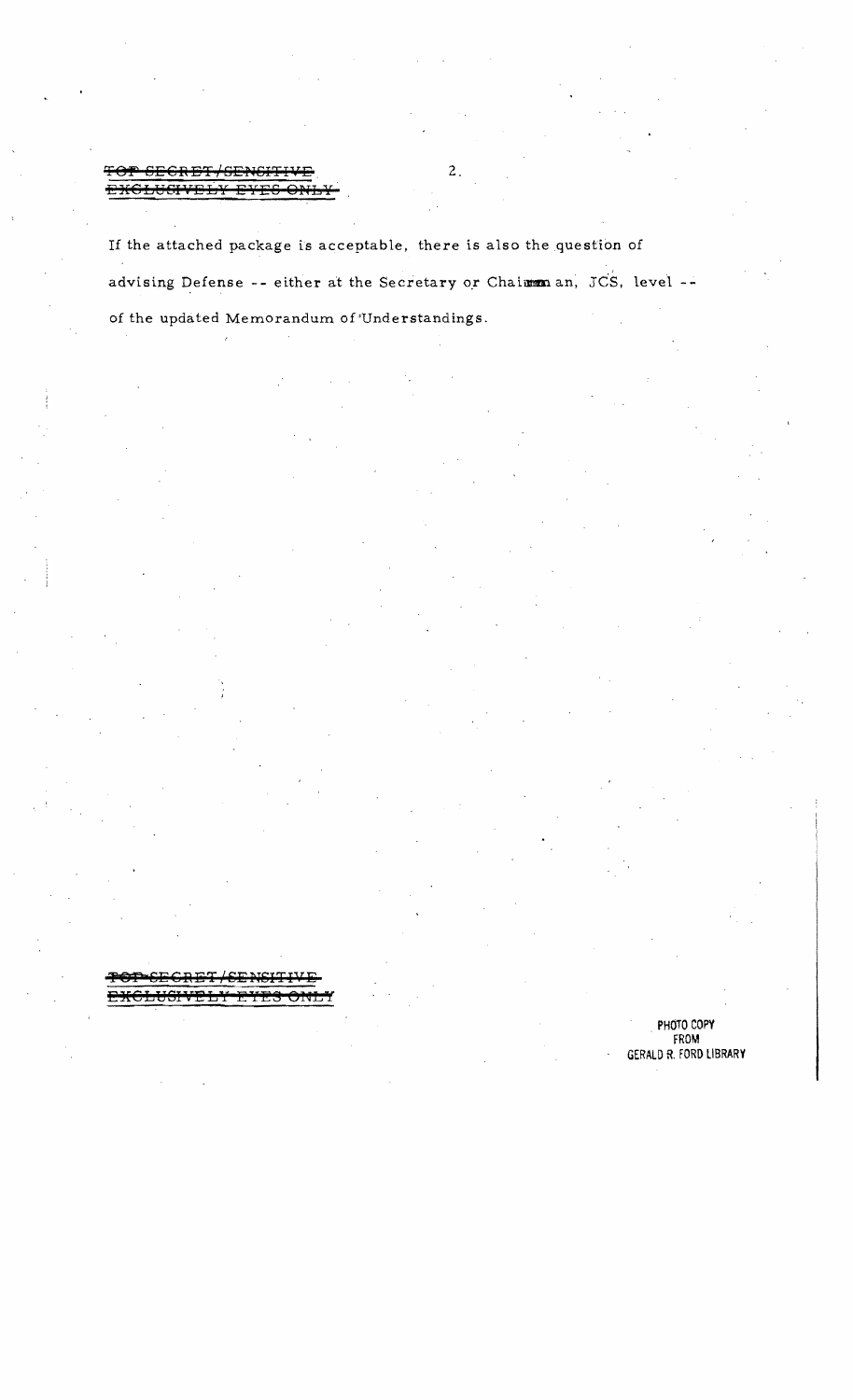~~TOP SECRET/SENSITIVE~~
~~EXCLUSIVELY EYES ONLY~~

If the attached package is acceptable, there is also the question of advising Defense -- either at the Secretary or Chairman, JCS, level -- of the updated Memorandum of Understandings.

~~TOP SECRET/SENSITIVE~~
~~EXCLUSIVELY EYES ONLY~~

PHOTO COPY
FROM
GERALD R. FORD LIBRARY